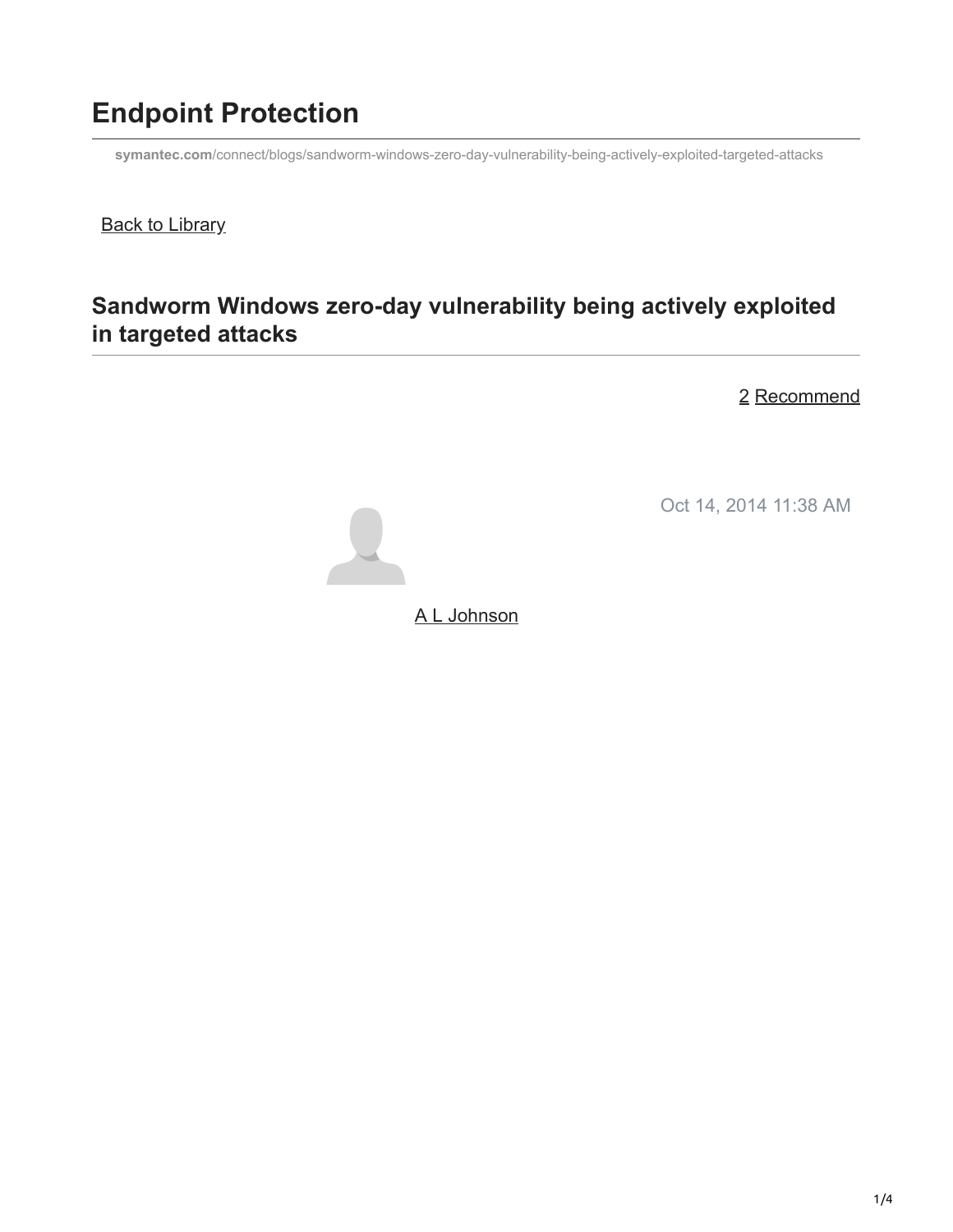# Endpoint Protection

symantec.com/connect/blogs/sandworm-windows-zero-day-vulnerability-being-actively-exploited-targeted-attacks

Back to Library

## Sandworm Windows zero-day vulnerability being actively exploited in targeted attacks

2 Recommend

Oct 14, 2014 11:38 AM

A L Johnson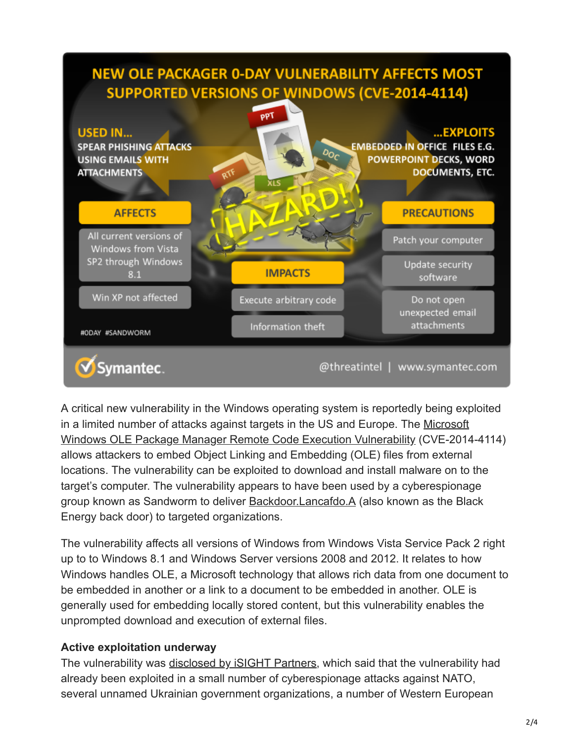# NEW OLE PACKAGER 0-DAY VULNERABILITY AFFECTS MOST SUPPORTED VERSIONS OF WINDOWS (CVE-2014-4114)

**USED IN...** SPEAR PHISHING ATTACKS USING EMAILS WITH ATTACHMENTS

**...EXPLOITS** EMBEDDED IN OFFICE FILES E.G. POWERPOINT DECKS, WORD DOCUMENTS, ETC.

HAZARD!

**AFFECTS**

- All current versions of Windows from Vista SP2 through Windows 8.1
- Win XP not affected

**IMPACTS**

- Execute arbitrary code
- Information theft

**PRECAUTIONS**

- Patch your computer
- Update security software
- Do not open unexpected email attachments

#0DAY #SANDWORM

Symantec. @threatintel | www.symantec.com

A critical new vulnerability in the Windows operating system is reportedly being exploited in a limited number of attacks against targets in the US and Europe. The Microsoft Windows OLE Package Manager Remote Code Execution Vulnerability (CVE-2014-4114) allows attackers to embed Object Linking and Embedding (OLE) files from external locations. The vulnerability can be exploited to download and install malware on to the target's computer. The vulnerability appears to have been used by a cyberespionage group known as Sandworm to deliver Backdoor.Lancafdo.A (also known as the Black Energy back door) to targeted organizations.

The vulnerability affects all versions of Windows from Windows Vista Service Pack 2 right up to to Windows 8.1 and Windows Server versions 2008 and 2012. It relates to how Windows handles OLE, a Microsoft technology that allows rich data from one document to be embedded in another or a link to a document to be embedded in another. OLE is generally used for embedding locally stored content, but this vulnerability enables the unprompted download and execution of external files.

### Active exploitation underway

The vulnerability was disclosed by iSIGHT Partners, which said that the vulnerability had already been exploited in a small number of cyberespionage attacks against NATO, several unnamed Ukrainian government organizations, a number of Western European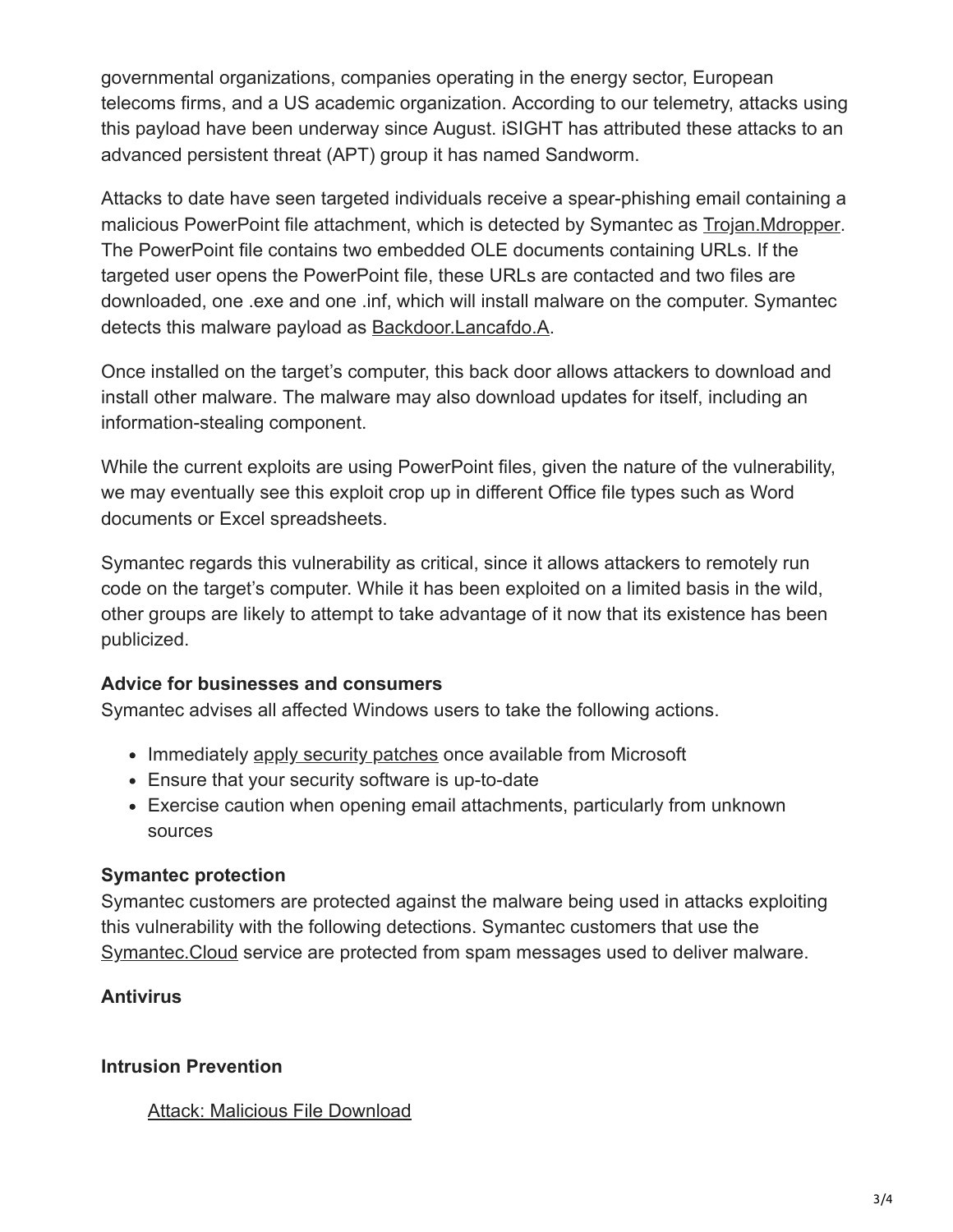governmental organizations, companies operating in the energy sector, European telecoms firms, and a US academic organization. According to our telemetry, attacks using this payload have been underway since August. iSIGHT has attributed these attacks to an advanced persistent threat (APT) group it has named Sandworm.

Attacks to date have seen targeted individuals receive a spear-phishing email containing a malicious PowerPoint file attachment, which is detected by Symantec as Trojan.Mdropper. The PowerPoint file contains two embedded OLE documents containing URLs. If the targeted user opens the PowerPoint file, these URLs are contacted and two files are downloaded, one .exe and one .inf, which will install malware on the computer. Symantec detects this malware payload as Backdoor.Lancafdo.A.

Once installed on the target's computer, this back door allows attackers to download and install other malware. The malware may also download updates for itself, including an information-stealing component.

While the current exploits are using PowerPoint files, given the nature of the vulnerability, we may eventually see this exploit crop up in different Office file types such as Word documents or Excel spreadsheets.

Symantec regards this vulnerability as critical, since it allows attackers to remotely run code on the target's computer. While it has been exploited on a limited basis in the wild, other groups are likely to attempt to take advantage of it now that its existence has been publicized.

**Advice for businesses and consumers**

Symantec advises all affected Windows users to take the following actions.

- Immediately apply security patches once available from Microsoft
- Ensure that your security software is up-to-date
- Exercise caution when opening email attachments, particularly from unknown sources

**Symantec protection**

Symantec customers are protected against the malware being used in attacks exploiting this vulnerability with the following detections. Symantec customers that use the Symantec.Cloud service are protected from spam messages used to deliver malware.

**Antivirus**

**Intrusion Prevention**

Attack: Malicious File Download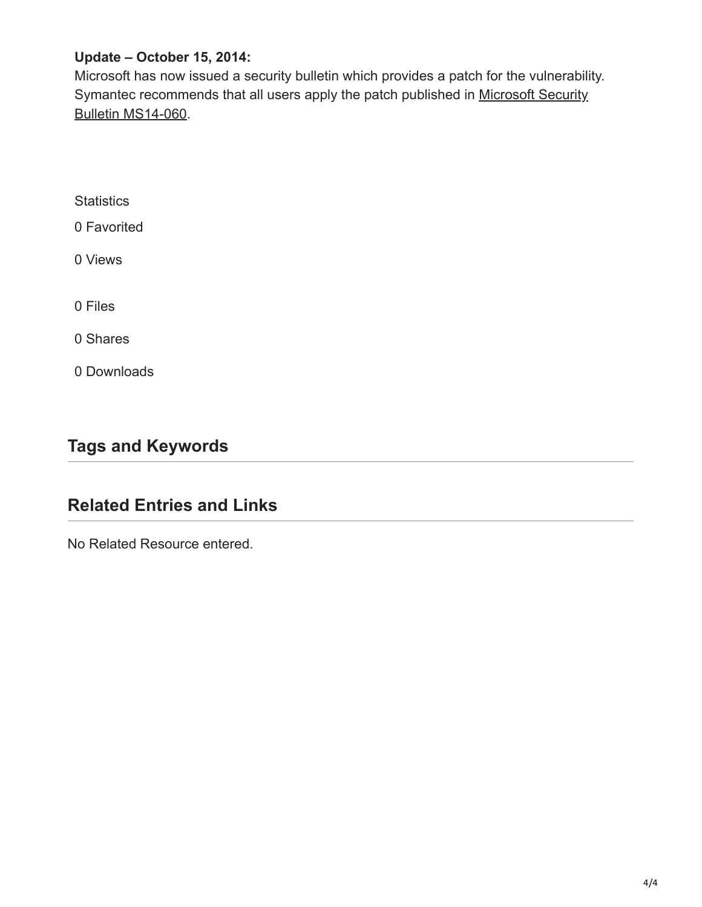**Update – October 15, 2014:**

Microsoft has now issued a security bulletin which provides a patch for the vulnerability. Symantec recommends that all users apply the patch published in Microsoft Security Bulletin MS14-060.

Statistics

0 Favorited

0 Views

0 Files

0 Shares

0 Downloads

## Tags and Keywords

## Related Entries and Links

No Related Resource entered.